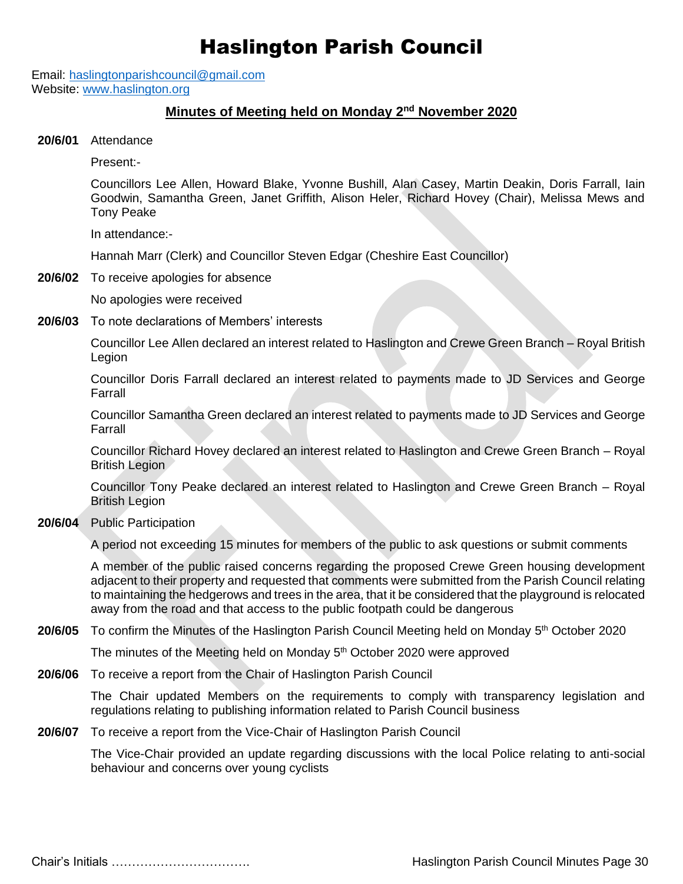# Haslington Parish Council

Email: haslingtonparishcouncil@gmail.com
Website: www.haslington.org

## Minutes of Meeting held on Monday 2nd November 2020

**20/6/01** Attendance

Present:-

Councillors Lee Allen, Howard Blake, Yvonne Bushill, Alan Casey, Martin Deakin, Doris Farrall, Iain Goodwin, Samantha Green, Janet Griffith, Alison Heler, Richard Hovey (Chair), Melissa Mews and Tony Peake

In attendance:-

Hannah Marr (Clerk) and Councillor Steven Edgar (Cheshire East Councillor)

**20/6/02** To receive apologies for absence

No apologies were received

**20/6/03** To note declarations of Members' interests

Councillor Lee Allen declared an interest related to Haslington and Crewe Green Branch – Royal British Legion

Councillor Doris Farrall declared an interest related to payments made to JD Services and George Farrall

Councillor Samantha Green declared an interest related to payments made to JD Services and George Farrall

Councillor Richard Hovey declared an interest related to Haslington and Crewe Green Branch – Royal British Legion

Councillor Tony Peake declared an interest related to Haslington and Crewe Green Branch – Royal British Legion

**20/6/04** Public Participation

A period not exceeding 15 minutes for members of the public to ask questions or submit comments

A member of the public raised concerns regarding the proposed Crewe Green housing development adjacent to their property and requested that comments were submitted from the Parish Council relating to maintaining the hedgerows and trees in the area, that it be considered that the playground is relocated away from the road and that access to the public footpath could be dangerous

**20/6/05** To confirm the Minutes of the Haslington Parish Council Meeting held on Monday 5th October 2020

The minutes of the Meeting held on Monday 5th October 2020 were approved

**20/6/06** To receive a report from the Chair of Haslington Parish Council

The Chair updated Members on the requirements to comply with transparency legislation and regulations relating to publishing information related to Parish Council business

**20/6/07** To receive a report from the Vice-Chair of Haslington Parish Council

The Vice-Chair provided an update regarding discussions with the local Police relating to anti-social behaviour and concerns over young cyclists

Chair's Initials …………………………….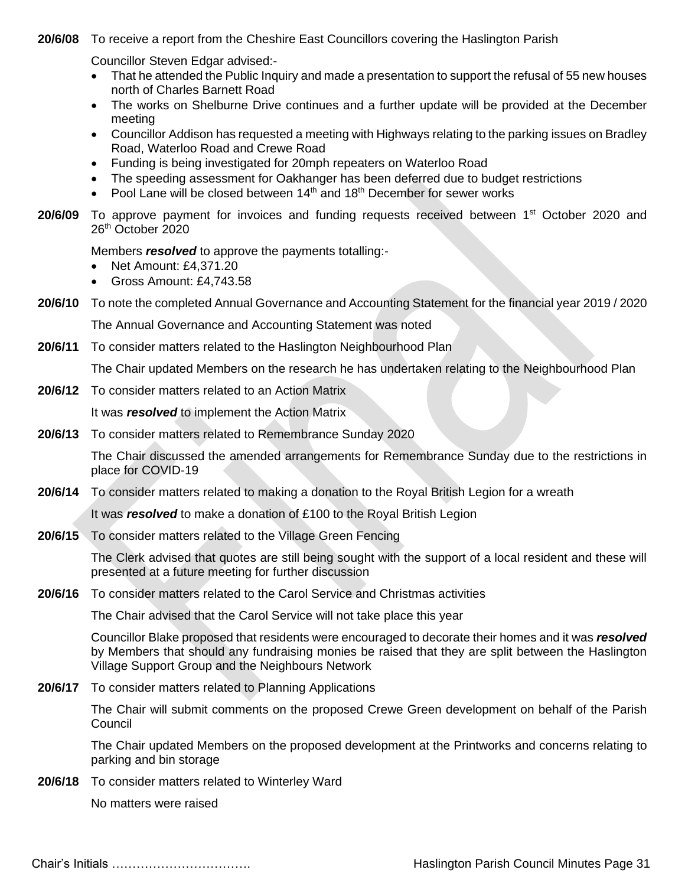**20/6/08** To receive a report from the Cheshire East Councillors covering the Haslington Parish

Councillor Steven Edgar advised:-

- That he attended the Public Inquiry and made a presentation to support the refusal of 55 new houses north of Charles Barnett Road
- The works on Shelburne Drive continues and a further update will be provided at the December meeting
- Councillor Addison has requested a meeting with Highways relating to the parking issues on Bradley Road, Waterloo Road and Crewe Road
- Funding is being investigated for 20mph repeaters on Waterloo Road
- The speeding assessment for Oakhanger has been deferred due to budget restrictions
- Pool Lane will be closed between 14th and 18th December for sewer works

**20/6/09** To approve payment for invoices and funding requests received between 1st October 2020 and 26th October 2020

Members ***resolved*** to approve the payments totalling:-

- Net Amount: £4,371.20
- Gross Amount: £4,743.58

**20/6/10** To note the completed Annual Governance and Accounting Statement for the financial year 2019 / 2020

The Annual Governance and Accounting Statement was noted

**20/6/11** To consider matters related to the Haslington Neighbourhood Plan

The Chair updated Members on the research he has undertaken relating to the Neighbourhood Plan

**20/6/12** To consider matters related to an Action Matrix

It was ***resolved*** to implement the Action Matrix

**20/6/13** To consider matters related to Remembrance Sunday 2020

The Chair discussed the amended arrangements for Remembrance Sunday due to the restrictions in place for COVID-19

**20/6/14** To consider matters related to making a donation to the Royal British Legion for a wreath

It was ***resolved*** to make a donation of £100 to the Royal British Legion

**20/6/15** To consider matters related to the Village Green Fencing

The Clerk advised that quotes are still being sought with the support of a local resident and these will presented at a future meeting for further discussion

**20/6/16** To consider matters related to the Carol Service and Christmas activities

The Chair advised that the Carol Service will not take place this year

Councillor Blake proposed that residents were encouraged to decorate their homes and it was ***resolved*** by Members that should any fundraising monies be raised that they are split between the Haslington Village Support Group and the Neighbours Network

**20/6/17** To consider matters related to Planning Applications

The Chair will submit comments on the proposed Crewe Green development on behalf of the Parish Council

The Chair updated Members on the proposed development at the Printworks and concerns relating to parking and bin storage

**20/6/18** To consider matters related to Winterley Ward

No matters were raised

Chair's Initials …………………………….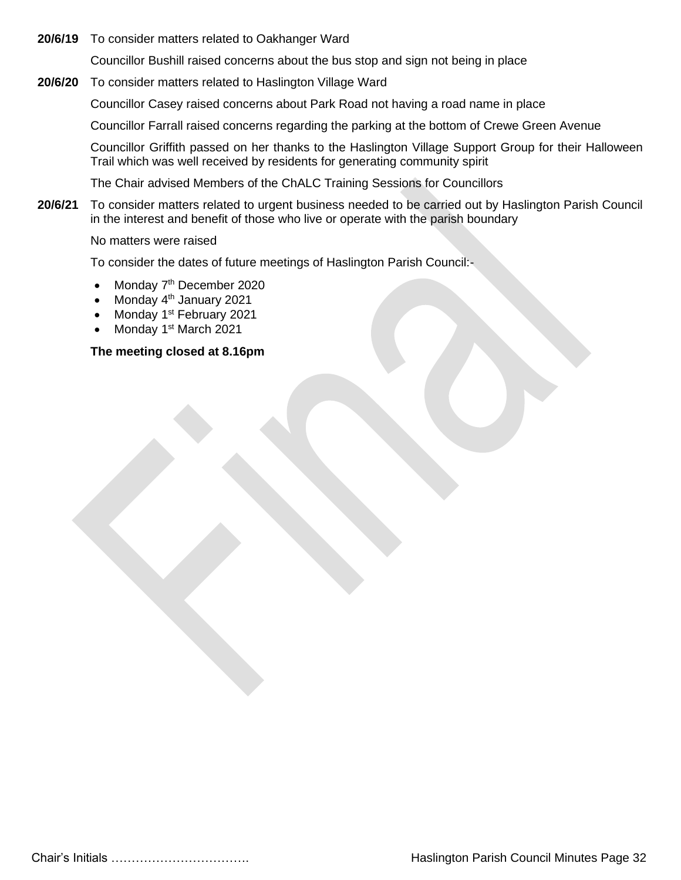**20/6/19** To consider matters related to Oakhanger Ward

Councillor Bushill raised concerns about the bus stop and sign not being in place

**20/6/20** To consider matters related to Haslington Village Ward

Councillor Casey raised concerns about Park Road not having a road name in place

Councillor Farrall raised concerns regarding the parking at the bottom of Crewe Green Avenue

Councillor Griffith passed on her thanks to the Haslington Village Support Group for their Halloween Trail which was well received by residents for generating community spirit

The Chair advised Members of the ChALC Training Sessions for Councillors

**20/6/21** To consider matters related to urgent business needed to be carried out by Haslington Parish Council in the interest and benefit of those who live or operate with the parish boundary

No matters were raised

To consider the dates of future meetings of Haslington Parish Council:-

- Monday 7th December 2020
- Monday 4th January 2021
- Monday 1st February 2021
- Monday 1st March 2021

**The meeting closed at 8.16pm**

Chair's Initials …………………………….